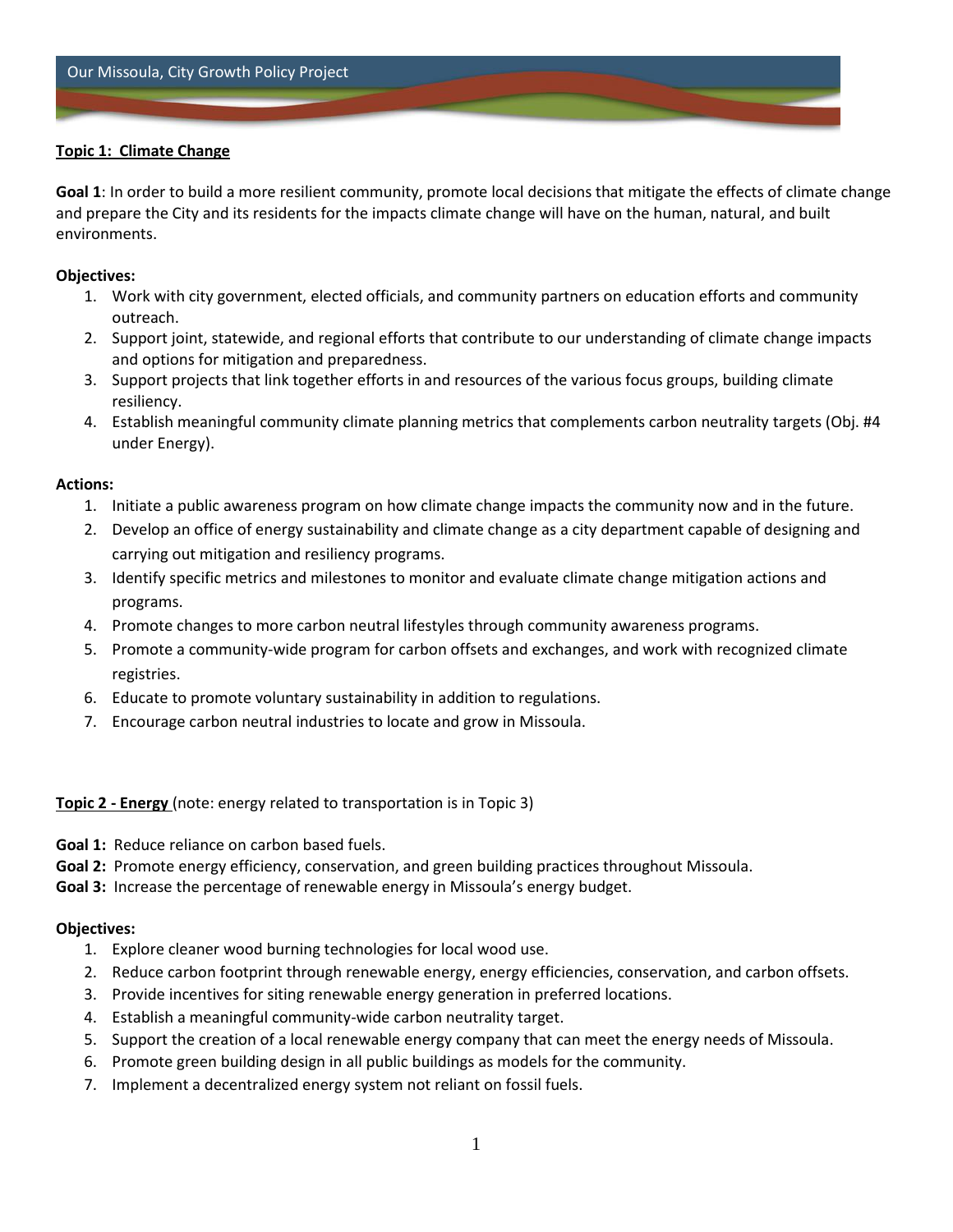## Topic 1: Climate Change

**Goal 1**: In order to build a more resilient community, promote local decisions that mitigate the effects of climate change and prepare the City and its residents for the impacts climate change will have on the human, natural, and built environments.

**Objectives:**

1. Work with city government, elected officials, and community partners on education efforts and community outreach.
2. Support joint, statewide, and regional efforts that contribute to our understanding of climate change impacts and options for mitigation and preparedness.
3. Support projects that link together efforts in and resources of the various focus groups, building climate resiliency.
4. Establish meaningful community climate planning metrics that complements carbon neutrality targets (Obj. #4 under Energy).

**Actions:**

1. Initiate a public awareness program on how climate change impacts the community now and in the future.
2. Develop an office of energy sustainability and climate change as a city department capable of designing and carrying out mitigation and resiliency programs.
3. Identify specific metrics and milestones to monitor and evaluate climate change mitigation actions and programs.
4. Promote changes to more carbon neutral lifestyles through community awareness programs.
5. Promote a community-wide program for carbon offsets and exchanges, and work with recognized climate registries.
6. Educate to promote voluntary sustainability in addition to regulations.
7. Encourage carbon neutral industries to locate and grow in Missoula.

## Topic 2 - Energy (note: energy related to transportation is in Topic 3)

**Goal 1:** Reduce reliance on carbon based fuels.
**Goal 2:** Promote energy efficiency, conservation, and green building practices throughout Missoula.
**Goal 3:** Increase the percentage of renewable energy in Missoula's energy budget.

**Objectives:**

1. Explore cleaner wood burning technologies for local wood use.
2. Reduce carbon footprint through renewable energy, energy efficiencies, conservation, and carbon offsets.
3. Provide incentives for siting renewable energy generation in preferred locations.
4. Establish a meaningful community-wide carbon neutrality target.
5. Support the creation of a local renewable energy company that can meet the energy needs of Missoula.
6. Promote green building design in all public buildings as models for the community.
7. Implement a decentralized energy system not reliant on fossil fuels.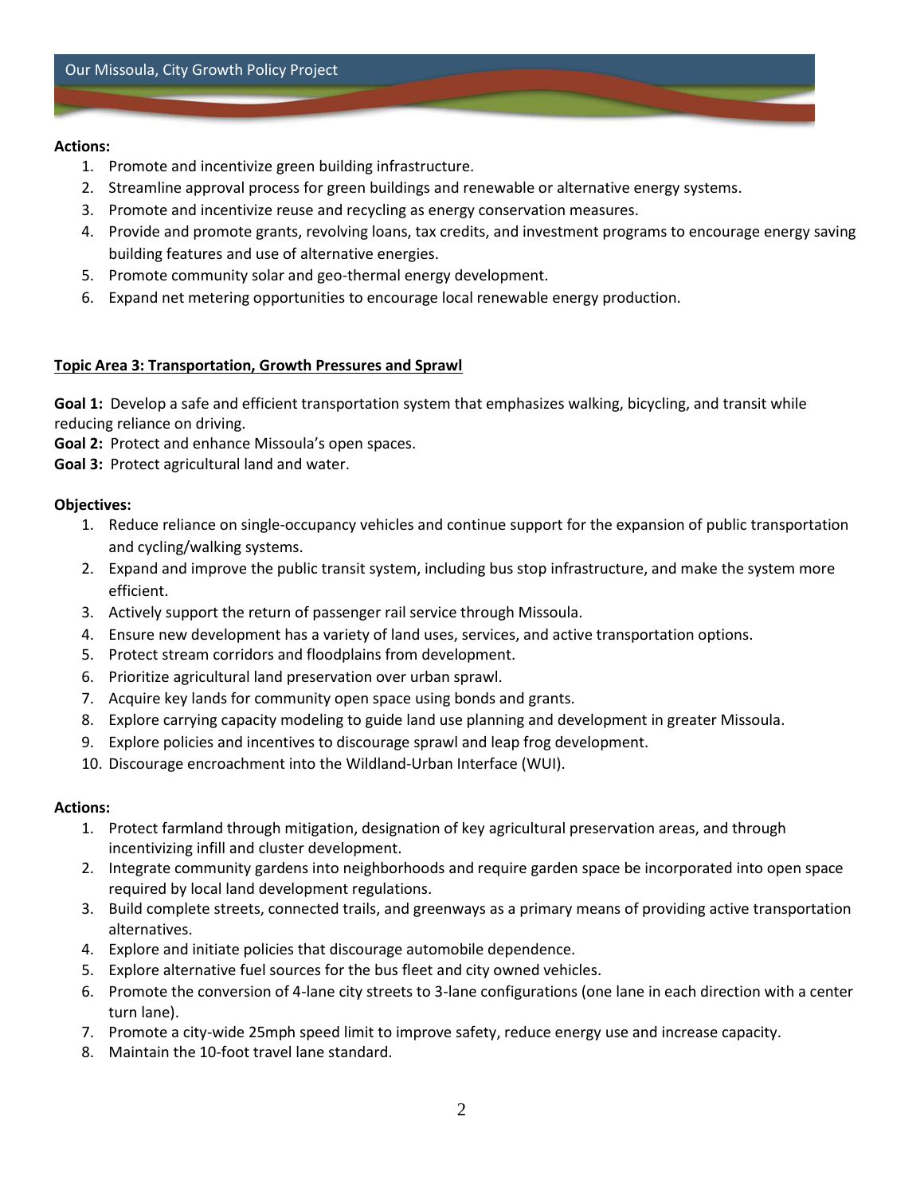**Actions:**

1. Promote and incentivize green building infrastructure.
2. Streamline approval process for green buildings and renewable or alternative energy systems.
3. Promote and incentivize reuse and recycling as energy conservation measures.
4. Provide and promote grants, revolving loans, tax credits, and investment programs to encourage energy saving building features and use of alternative energies.
5. Promote community solar and geo-thermal energy development.
6. Expand net metering opportunities to encourage local renewable energy production.

**Topic Area 3: Transportation, Growth Pressures and Sprawl**

**Goal 1:** Develop a safe and efficient transportation system that emphasizes walking, bicycling, and transit while reducing reliance on driving.
**Goal 2:** Protect and enhance Missoula's open spaces.
**Goal 3:** Protect agricultural land and water.

**Objectives:**

1. Reduce reliance on single-occupancy vehicles and continue support for the expansion of public transportation and cycling/walking systems.
2. Expand and improve the public transit system, including bus stop infrastructure, and make the system more efficient.
3. Actively support the return of passenger rail service through Missoula.
4. Ensure new development has a variety of land uses, services, and active transportation options.
5. Protect stream corridors and floodplains from development.
6. Prioritize agricultural land preservation over urban sprawl.
7. Acquire key lands for community open space using bonds and grants.
8. Explore carrying capacity modeling to guide land use planning and development in greater Missoula.
9. Explore policies and incentives to discourage sprawl and leap frog development.
10. Discourage encroachment into the Wildland-Urban Interface (WUI).

**Actions:**

1. Protect farmland through mitigation, designation of key agricultural preservation areas, and through incentivizing infill and cluster development.
2. Integrate community gardens into neighborhoods and require garden space be incorporated into open space required by local land development regulations.
3. Build complete streets, connected trails, and greenways as a primary means of providing active transportation alternatives.
4. Explore and initiate policies that discourage automobile dependence.
5. Explore alternative fuel sources for the bus fleet and city owned vehicles.
6. Promote the conversion of 4-lane city streets to 3-lane configurations (one lane in each direction with a center turn lane).
7. Promote a city-wide 25mph speed limit to improve safety, reduce energy use and increase capacity.
8. Maintain the 10-foot travel lane standard.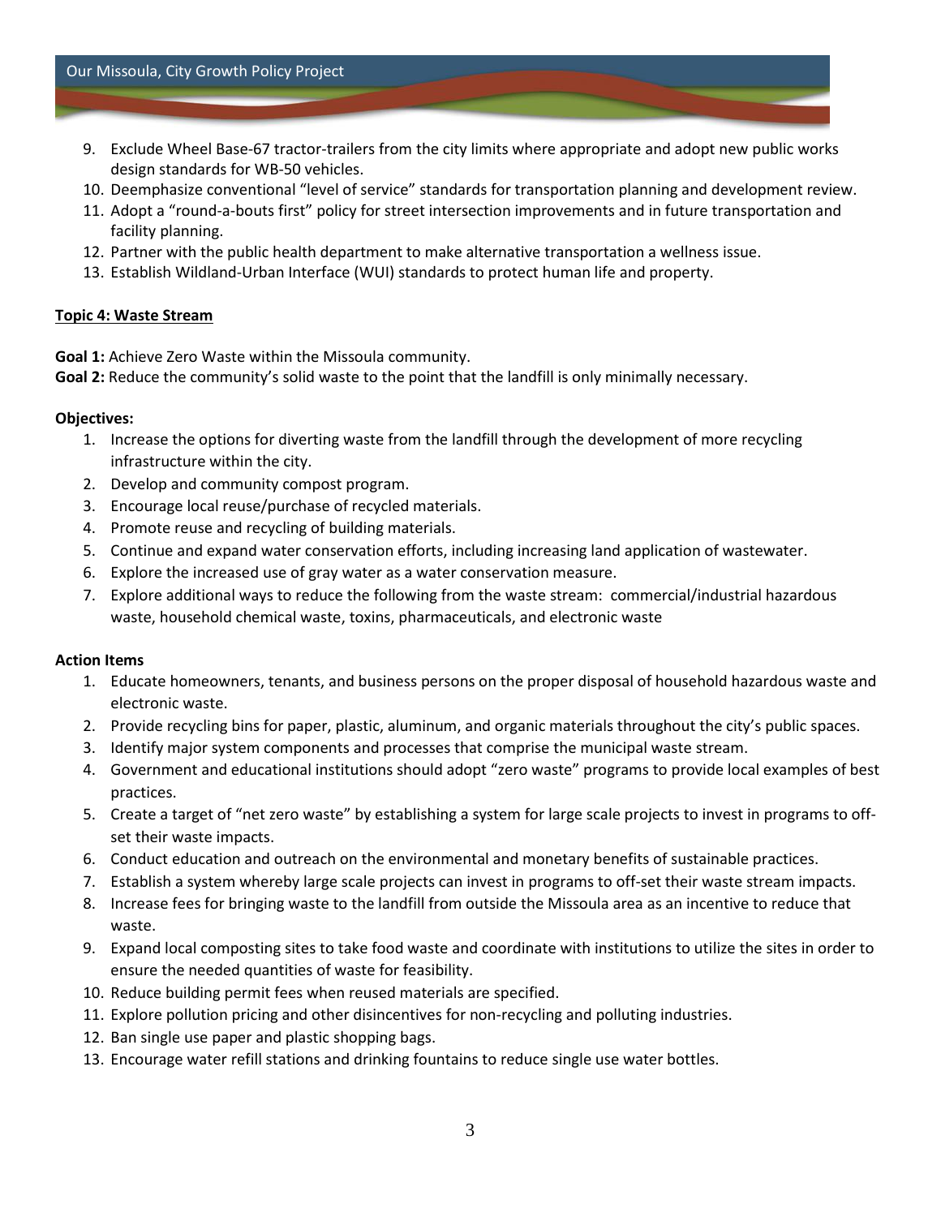9. Exclude Wheel Base-67 tractor-trailers from the city limits where appropriate and adopt new public works design standards for WB-50 vehicles.
10. Deemphasize conventional "level of service" standards for transportation planning and development review.
11. Adopt a "round-a-bouts first" policy for street intersection improvements and in future transportation and facility planning.
12. Partner with the public health department to make alternative transportation a wellness issue.
13. Establish Wildland-Urban Interface (WUI) standards to protect human life and property.

## Topic 4: Waste Stream

**Goal 1:** Achieve Zero Waste within the Missoula community.
**Goal 2:** Reduce the community's solid waste to the point that the landfill is only minimally necessary.

**Objectives:**

1. Increase the options for diverting waste from the landfill through the development of more recycling infrastructure within the city.
2. Develop and community compost program.
3. Encourage local reuse/purchase of recycled materials.
4. Promote reuse and recycling of building materials.
5. Continue and expand water conservation efforts, including increasing land application of wastewater.
6. Explore the increased use of gray water as a water conservation measure.
7. Explore additional ways to reduce the following from the waste stream: commercial/industrial hazardous waste, household chemical waste, toxins, pharmaceuticals, and electronic waste

**Action Items**

1. Educate homeowners, tenants, and business persons on the proper disposal of household hazardous waste and electronic waste.
2. Provide recycling bins for paper, plastic, aluminum, and organic materials throughout the city's public spaces.
3. Identify major system components and processes that comprise the municipal waste stream.
4. Government and educational institutions should adopt "zero waste" programs to provide local examples of best practices.
5. Create a target of "net zero waste" by establishing a system for large scale projects to invest in programs to off-set their waste impacts.
6. Conduct education and outreach on the environmental and monetary benefits of sustainable practices.
7. Establish a system whereby large scale projects can invest in programs to off-set their waste stream impacts.
8. Increase fees for bringing waste to the landfill from outside the Missoula area as an incentive to reduce that waste.
9. Expand local composting sites to take food waste and coordinate with institutions to utilize the sites in order to ensure the needed quantities of waste for feasibility.
10. Reduce building permit fees when reused materials are specified.
11. Explore pollution pricing and other disincentives for non-recycling and polluting industries.
12. Ban single use paper and plastic shopping bags.
13. Encourage water refill stations and drinking fountains to reduce single use water bottles.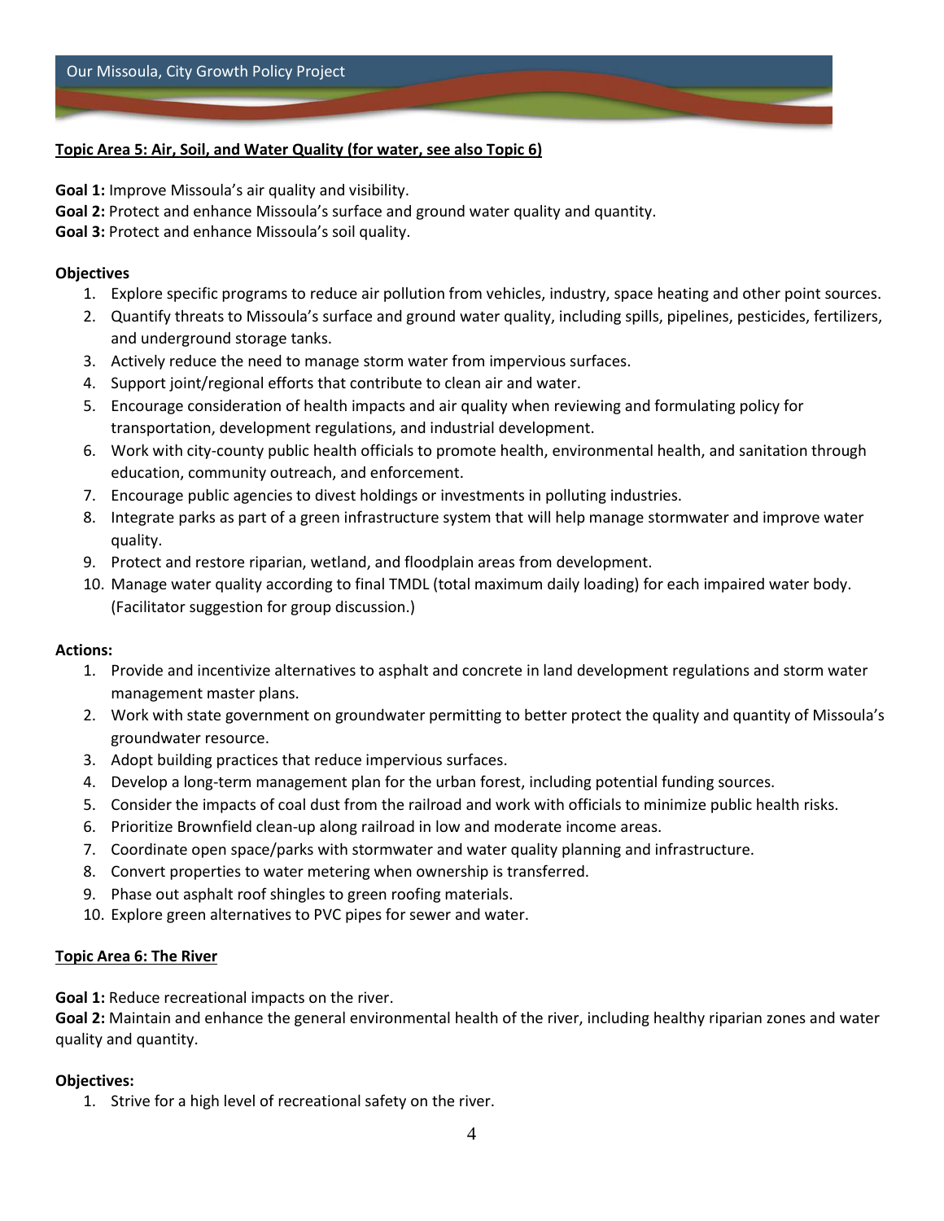**Topic Area 5: Air, Soil, and Water Quality (for water, see also Topic 6)**

**Goal 1:** Improve Missoula's air quality and visibility.
**Goal 2:** Protect and enhance Missoula's surface and ground water quality and quantity.
**Goal 3:** Protect and enhance Missoula's soil quality.

**Objectives**

1. Explore specific programs to reduce air pollution from vehicles, industry, space heating and other point sources.
2. Quantify threats to Missoula's surface and ground water quality, including spills, pipelines, pesticides, fertilizers, and underground storage tanks.
3. Actively reduce the need to manage storm water from impervious surfaces.
4. Support joint/regional efforts that contribute to clean air and water.
5. Encourage consideration of health impacts and air quality when reviewing and formulating policy for transportation, development regulations, and industrial development.
6. Work with city-county public health officials to promote health, environmental health, and sanitation through education, community outreach, and enforcement.
7. Encourage public agencies to divest holdings or investments in polluting industries.
8. Integrate parks as part of a green infrastructure system that will help manage stormwater and improve water quality.
9. Protect and restore riparian, wetland, and floodplain areas from development.
10. Manage water quality according to final TMDL (total maximum daily loading) for each impaired water body. (Facilitator suggestion for group discussion.)

**Actions:**

1. Provide and incentivize alternatives to asphalt and concrete in land development regulations and storm water management master plans.
2. Work with state government on groundwater permitting to better protect the quality and quantity of Missoula's groundwater resource.
3. Adopt building practices that reduce impervious surfaces.
4. Develop a long-term management plan for the urban forest, including potential funding sources.
5. Consider the impacts of coal dust from the railroad and work with officials to minimize public health risks.
6. Prioritize Brownfield clean-up along railroad in low and moderate income areas.
7. Coordinate open space/parks with stormwater and water quality planning and infrastructure.
8. Convert properties to water metering when ownership is transferred.
9. Phase out asphalt roof shingles to green roofing materials.
10. Explore green alternatives to PVC pipes for sewer and water.

**Topic Area 6: The River**

**Goal 1:** Reduce recreational impacts on the river.
**Goal 2:** Maintain and enhance the general environmental health of the river, including healthy riparian zones and water quality and quantity.

**Objectives:**

1. Strive for a high level of recreational safety on the river.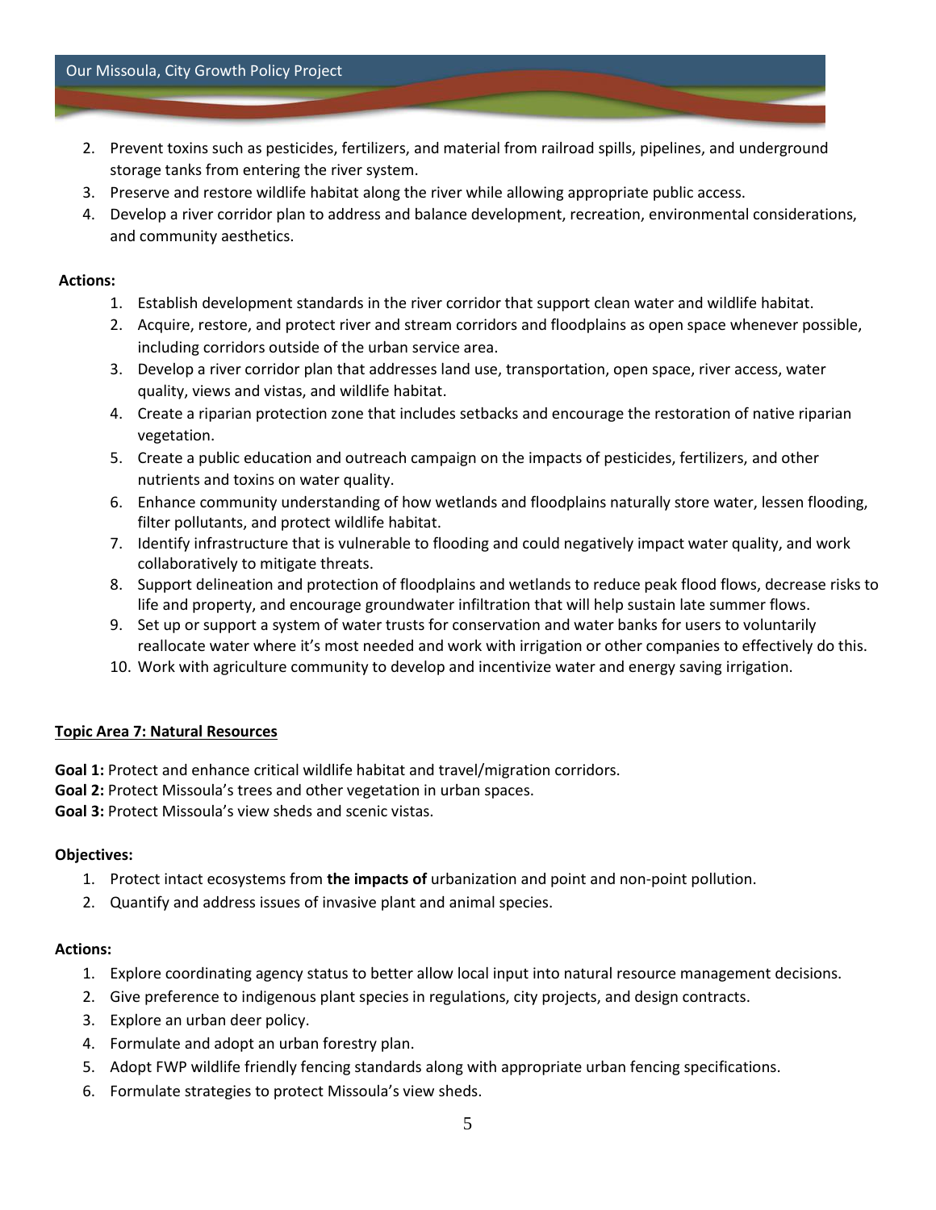2. Prevent toxins such as pesticides, fertilizers, and material from railroad spills, pipelines, and underground storage tanks from entering the river system.
3. Preserve and restore wildlife habitat along the river while allowing appropriate public access.
4. Develop a river corridor plan to address and balance development, recreation, environmental considerations, and community aesthetics.

**Actions:**

1. Establish development standards in the river corridor that support clean water and wildlife habitat.
2. Acquire, restore, and protect river and stream corridors and floodplains as open space whenever possible, including corridors outside of the urban service area.
3. Develop a river corridor plan that addresses land use, transportation, open space, river access, water quality, views and vistas, and wildlife habitat.
4. Create a riparian protection zone that includes setbacks and encourage the restoration of native riparian vegetation.
5. Create a public education and outreach campaign on the impacts of pesticides, fertilizers, and other nutrients and toxins on water quality.
6. Enhance community understanding of how wetlands and floodplains naturally store water, lessen flooding, filter pollutants, and protect wildlife habitat.
7. Identify infrastructure that is vulnerable to flooding and could negatively impact water quality, and work collaboratively to mitigate threats.
8. Support delineation and protection of floodplains and wetlands to reduce peak flood flows, decrease risks to life and property, and encourage groundwater infiltration that will help sustain late summer flows.
9. Set up or support a system of water trusts for conservation and water banks for users to voluntarily reallocate water where it's most needed and work with irrigation or other companies to effectively do this.
10. Work with agriculture community to develop and incentivize water and energy saving irrigation.

## Topic Area 7: Natural Resources

**Goal 1:** Protect and enhance critical wildlife habitat and travel/migration corridors.
**Goal 2:** Protect Missoula's trees and other vegetation in urban spaces.
**Goal 3:** Protect Missoula's view sheds and scenic vistas.

**Objectives:**

1. Protect intact ecosystems from **the impacts of** urbanization and point and non-point pollution.
2. Quantify and address issues of invasive plant and animal species.

**Actions:**

1. Explore coordinating agency status to better allow local input into natural resource management decisions.
2. Give preference to indigenous plant species in regulations, city projects, and design contracts.
3. Explore an urban deer policy.
4. Formulate and adopt an urban forestry plan.
5. Adopt FWP wildlife friendly fencing standards along with appropriate urban fencing specifications.
6. Formulate strategies to protect Missoula's view sheds.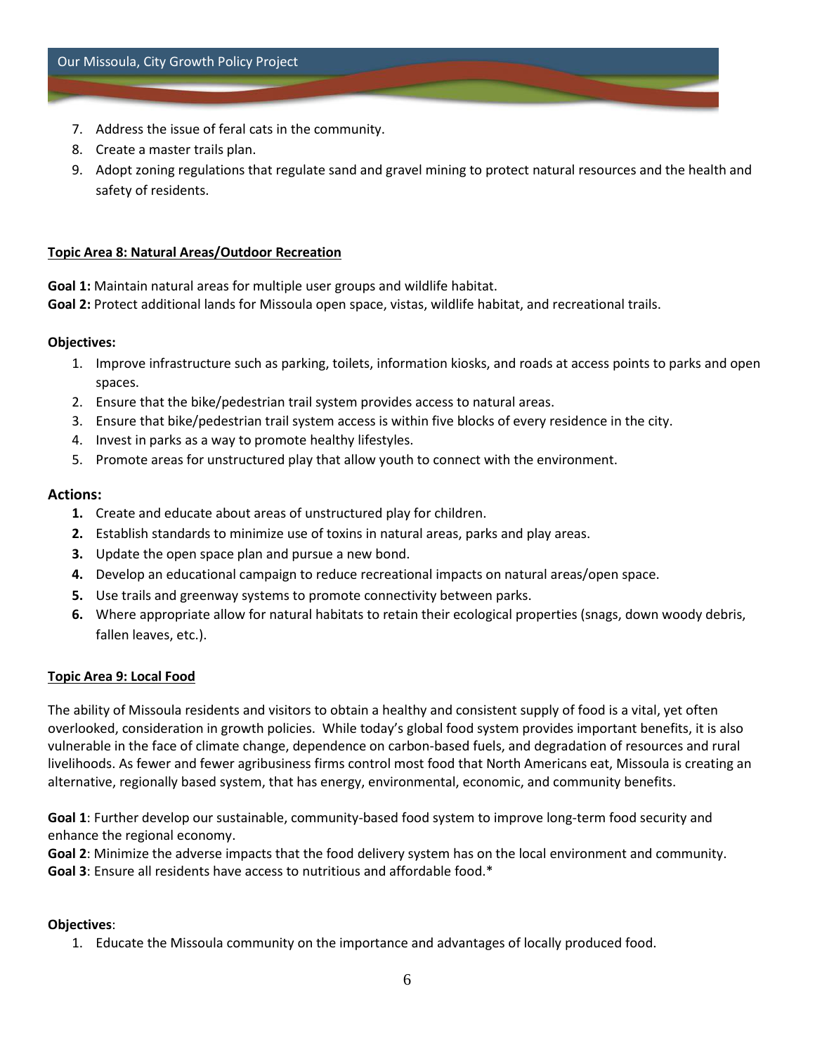7. Address the issue of feral cats in the community.
8. Create a master trails plan.
9. Adopt zoning regulations that regulate sand and gravel mining to protect natural resources and the health and safety of residents.

**Topic Area 8: Natural Areas/Outdoor Recreation**

**Goal 1:** Maintain natural areas for multiple user groups and wildlife habitat.
**Goal 2:** Protect additional lands for Missoula open space, vistas, wildlife habitat, and recreational trails.

**Objectives:**

1. Improve infrastructure such as parking, toilets, information kiosks, and roads at access points to parks and open spaces.
2. Ensure that the bike/pedestrian trail system provides access to natural areas.
3. Ensure that bike/pedestrian trail system access is within five blocks of every residence in the city.
4. Invest in parks as a way to promote healthy lifestyles.
5. Promote areas for unstructured play that allow youth to connect with the environment.

**Actions:**

1. Create and educate about areas of unstructured play for children.
2. Establish standards to minimize use of toxins in natural areas, parks and play areas.
3. Update the open space plan and pursue a new bond.
4. Develop an educational campaign to reduce recreational impacts on natural areas/open space.
5. Use trails and greenway systems to promote connectivity between parks.
6. Where appropriate allow for natural habitats to retain their ecological properties (snags, down woody debris, fallen leaves, etc.).

**Topic Area 9: Local Food**

The ability of Missoula residents and visitors to obtain a healthy and consistent supply of food is a vital, yet often overlooked, consideration in growth policies. While today's global food system provides important benefits, it is also vulnerable in the face of climate change, dependence on carbon-based fuels, and degradation of resources and rural livelihoods. As fewer and fewer agribusiness firms control most food that North Americans eat, Missoula is creating an alternative, regionally based system, that has energy, environmental, economic, and community benefits.

**Goal 1**: Further develop our sustainable, community-based food system to improve long-term food security and enhance the regional economy.
**Goal 2**: Minimize the adverse impacts that the food delivery system has on the local environment and community.
**Goal 3**: Ensure all residents have access to nutritious and affordable food.*

**Objectives**:

1. Educate the Missoula community on the importance and advantages of locally produced food.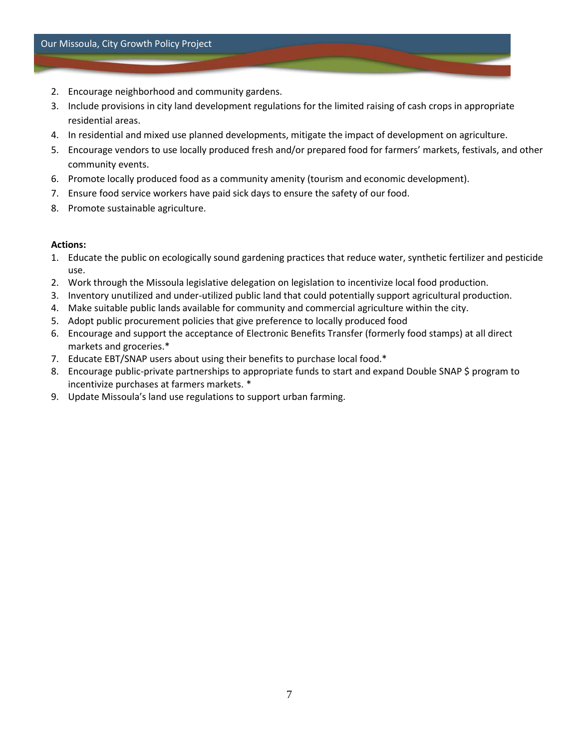2. Encourage neighborhood and community gardens.
3. Include provisions in city land development regulations for the limited raising of cash crops in appropriate residential areas.
4. In residential and mixed use planned developments, mitigate the impact of development on agriculture.
5. Encourage vendors to use locally produced fresh and/or prepared food for farmers' markets, festivals, and other community events.
6. Promote locally produced food as a community amenity (tourism and economic development).
7. Ensure food service workers have paid sick days to ensure the safety of our food.
8. Promote sustainable agriculture.

**Actions:**

1. Educate the public on ecologically sound gardening practices that reduce water, synthetic fertilizer and pesticide use.
2. Work through the Missoula legislative delegation on legislation to incentivize local food production.
3. Inventory unutilized and under-utilized public land that could potentially support agricultural production.
4. Make suitable public lands available for community and commercial agriculture within the city.
5. Adopt public procurement policies that give preference to locally produced food
6. Encourage and support the acceptance of Electronic Benefits Transfer (formerly food stamps) at all direct markets and groceries.*
7. Educate EBT/SNAP users about using their benefits to purchase local food.*
8. Encourage public-private partnerships to appropriate funds to start and expand Double SNAP $ program to incentivize purchases at farmers markets. *
9. Update Missoula's land use regulations to support urban farming.